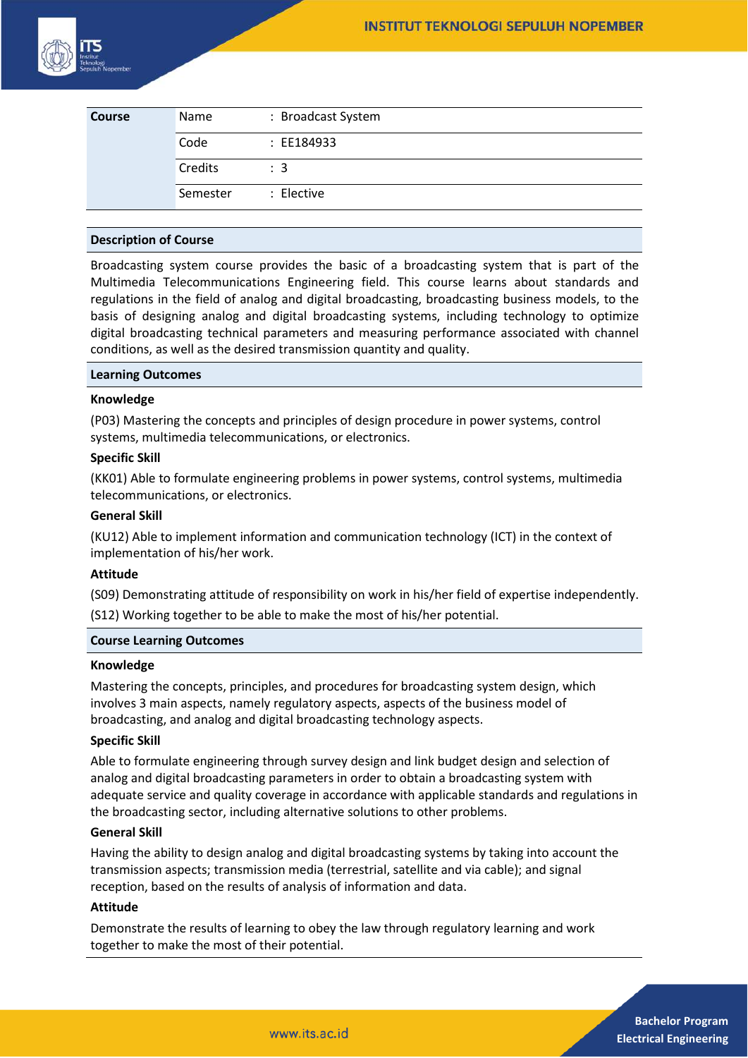| Course | | |
|---|---|---|
| | Name | : Broadcast System |
| | Code | : EE184933 |
| | Credits | : 3 |
| | Semester | : Elective |

## Description of Course

Broadcasting system course provides the basic of a broadcasting system that is part of the Multimedia Telecommunications Engineering field. This course learns about standards and regulations in the field of analog and digital broadcasting, broadcasting business models, to the basis of designing analog and digital broadcasting systems, including technology to optimize digital broadcasting technical parameters and measuring performance associated with channel conditions, as well as the desired transmission quantity and quality.

## Learning Outcomes

**Knowledge**

(P03) Mastering the concepts and principles of design procedure in power systems, control systems, multimedia telecommunications, or electronics.

**Specific Skill**

(KK01) Able to formulate engineering problems in power systems, control systems, multimedia telecommunications, or electronics.

**General Skill**

(KU12) Able to implement information and communication technology (ICT) in the context of implementation of his/her work.

**Attitude**

(S09) Demonstrating attitude of responsibility on work in his/her field of expertise independently.

(S12) Working together to be able to make the most of his/her potential.

## Course Learning Outcomes

**Knowledge**

Mastering the concepts, principles, and procedures for broadcasting system design, which involves 3 main aspects, namely regulatory aspects, aspects of the business model of broadcasting, and analog and digital broadcasting technology aspects.

**Specific Skill**

Able to formulate engineering through survey design and link budget design and selection of analog and digital broadcasting parameters in order to obtain a broadcasting system with adequate service and quality coverage in accordance with applicable standards and regulations in the broadcasting sector, including alternative solutions to other problems.

**General Skill**

Having the ability to design analog and digital broadcasting systems by taking into account the transmission aspects; transmission media (terrestrial, satellite and via cable); and signal reception, based on the results of analysis of information and data.

**Attitude**

Demonstrate the results of learning to obey the law through regulatory learning and work together to make the most of their potential.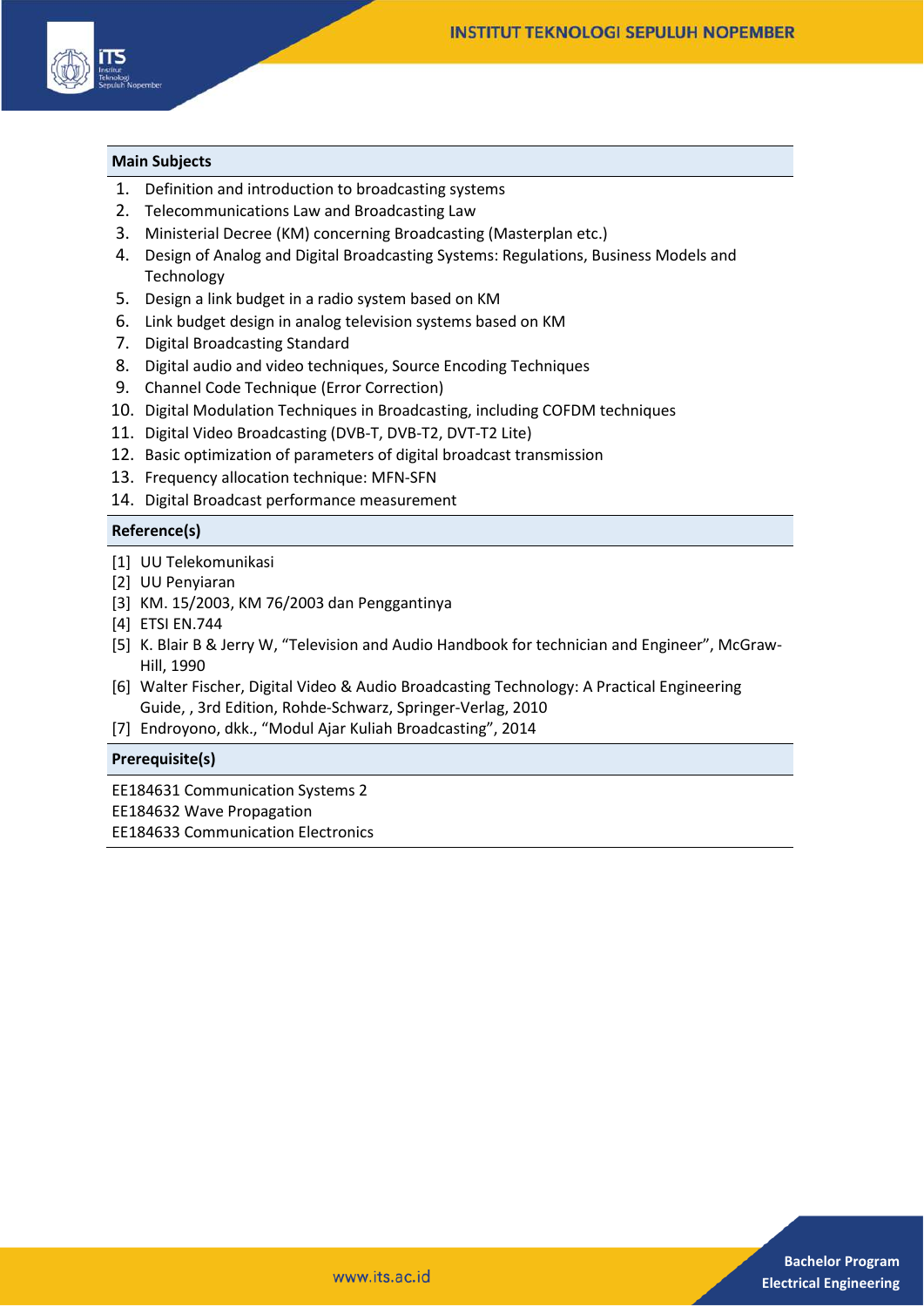## Main Subjects

1. Definition and introduction to broadcasting systems
2. Telecommunications Law and Broadcasting Law
3. Ministerial Decree (KM) concerning Broadcasting (Masterplan etc.)
4. Design of Analog and Digital Broadcasting Systems: Regulations, Business Models and Technology
5. Design a link budget in a radio system based on KM
6. Link budget design in analog television systems based on KM
7. Digital Broadcasting Standard
8. Digital audio and video techniques, Source Encoding Techniques
9. Channel Code Technique (Error Correction)
10. Digital Modulation Techniques in Broadcasting, including COFDM techniques
11. Digital Video Broadcasting (DVB-T, DVB-T2, DVT-T2 Lite)
12. Basic optimization of parameters of digital broadcast transmission
13. Frequency allocation technique: MFN-SFN
14. Digital Broadcast performance measurement

## Reference(s)

[1] UU Telekomunikasi
[2] UU Penyiaran
[3] KM. 15/2003, KM 76/2003 dan Penggantinya
[4] ETSI EN.744
[5] K. Blair B & Jerry W, “Television and Audio Handbook for technician and Engineer”, McGraw-Hill, 1990
[6] Walter Fischer, Digital Video & Audio Broadcasting Technology: A Practical Engineering Guide, , 3rd Edition, Rohde-Schwarz, Springer-Verlag, 2010
[7] Endroyono, dkk., “Modul Ajar Kuliah Broadcasting”, 2014

## Prerequisite(s)

EE184631 Communication Systems 2
EE184632 Wave Propagation
EE184633 Communication Electronics